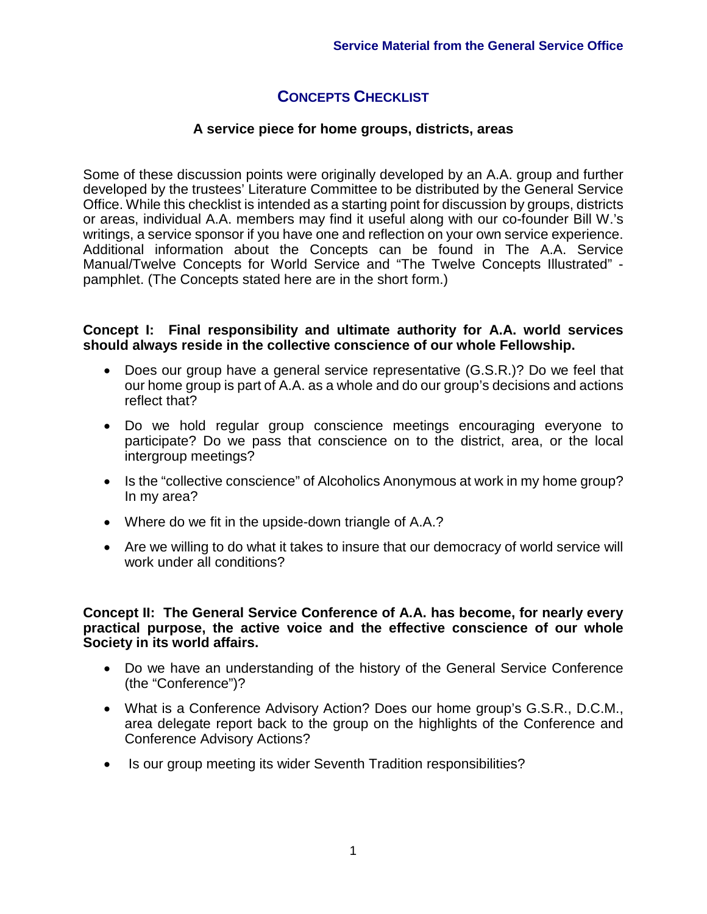# CONCEPTS CHECKLIST

### A service piece for home groups, districts, areas

Some of these discussion points were originally developed by an A.A. group and further developed by the trustees' Literature Committee to be distributed by the General Service Office. While this checklist is intended as a starting point for discussion by groups, districts or areas, individual A.A. members may find it useful along with our co-founder Bill W.'s writings, a service sponsor if you have one and reflection on your own service experience. Additional information about the Concepts can be found in The A.A. Service Manual/Twelve Concepts for World Service and "The Twelve Concepts Illustrated" - pamphlet. (The Concepts stated here are in the short form.)

**Concept I: Final responsibility and ultimate authority for A.A. world services should always reside in the collective conscience of our whole Fellowship.**

- Does our group have a general service representative (G.S.R.)? Do we feel that our home group is part of A.A. as a whole and do our group's decisions and actions reflect that?
- Do we hold regular group conscience meetings encouraging everyone to participate? Do we pass that conscience on to the district, area, or the local intergroup meetings?
- Is the "collective conscience" of Alcoholics Anonymous at work in my home group? In my area?
- Where do we fit in the upside-down triangle of A.A.?
- Are we willing to do what it takes to insure that our democracy of world service will work under all conditions?

**Concept II: The General Service Conference of A.A. has become, for nearly every practical purpose, the active voice and the effective conscience of our whole Society in its world affairs.**

- Do we have an understanding of the history of the General Service Conference (the "Conference")?
- What is a Conference Advisory Action? Does our home group's G.S.R., D.C.M., area delegate report back to the group on the highlights of the Conference and Conference Advisory Actions?
- Is our group meeting its wider Seventh Tradition responsibilities?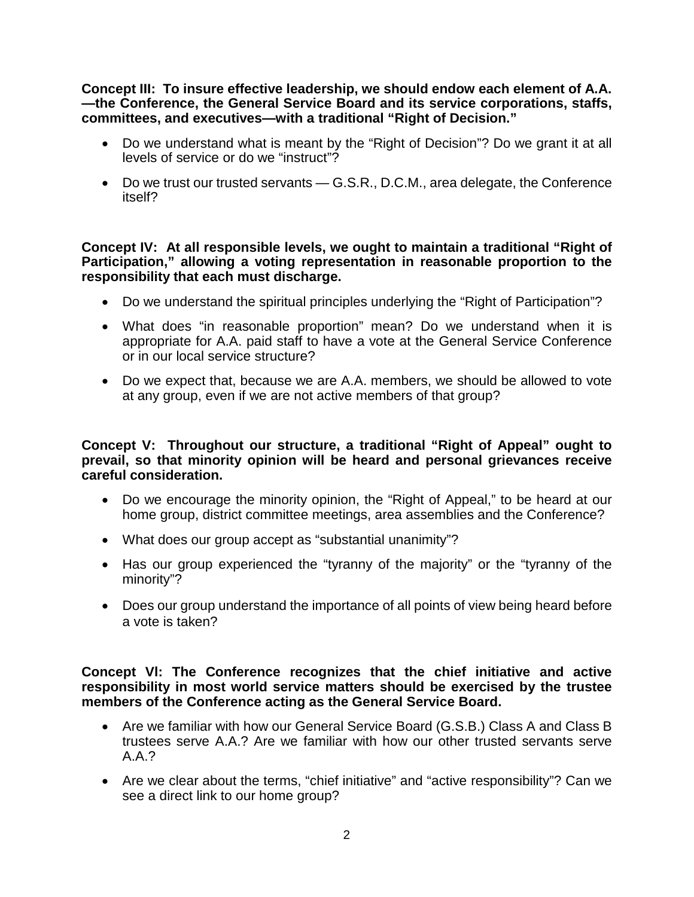**Concept III: To insure effective leadership, we should endow each element of A.A. —the Conference, the General Service Board and its service corporations, staffs, committees, and executives—with a traditional "Right of Decision."**

- Do we understand what is meant by the "Right of Decision"? Do we grant it at all levels of service or do we "instruct"?
- Do we trust our trusted servants — G.S.R., D.C.M., area delegate, the Conference itself?

**Concept IV: At all responsible levels, we ought to maintain a traditional "Right of Participation," allowing a voting representation in reasonable proportion to the responsibility that each must discharge.**

- Do we understand the spiritual principles underlying the "Right of Participation"?
- What does "in reasonable proportion" mean? Do we understand when it is appropriate for A.A. paid staff to have a vote at the General Service Conference or in our local service structure?
- Do we expect that, because we are A.A. members, we should be allowed to vote at any group, even if we are not active members of that group?

**Concept V: Throughout our structure, a traditional "Right of Appeal" ought to prevail, so that minority opinion will be heard and personal grievances receive careful consideration.**

- Do we encourage the minority opinion, the "Right of Appeal," to be heard at our home group, district committee meetings, area assemblies and the Conference?
- What does our group accept as "substantial unanimity"?
- Has our group experienced the "tyranny of the majority" or the "tyranny of the minority"?
- Does our group understand the importance of all points of view being heard before a vote is taken?

**Concept Vl: The Conference recognizes that the chief initiative and active responsibility in most world service matters should be exercised by the trustee members of the Conference acting as the General Service Board.**

- Are we familiar with how our General Service Board (G.S.B.) Class A and Class B trustees serve A.A.? Are we familiar with how our other trusted servants serve A.A.?
- Are we clear about the terms, "chief initiative" and "active responsibility"? Can we see a direct link to our home group?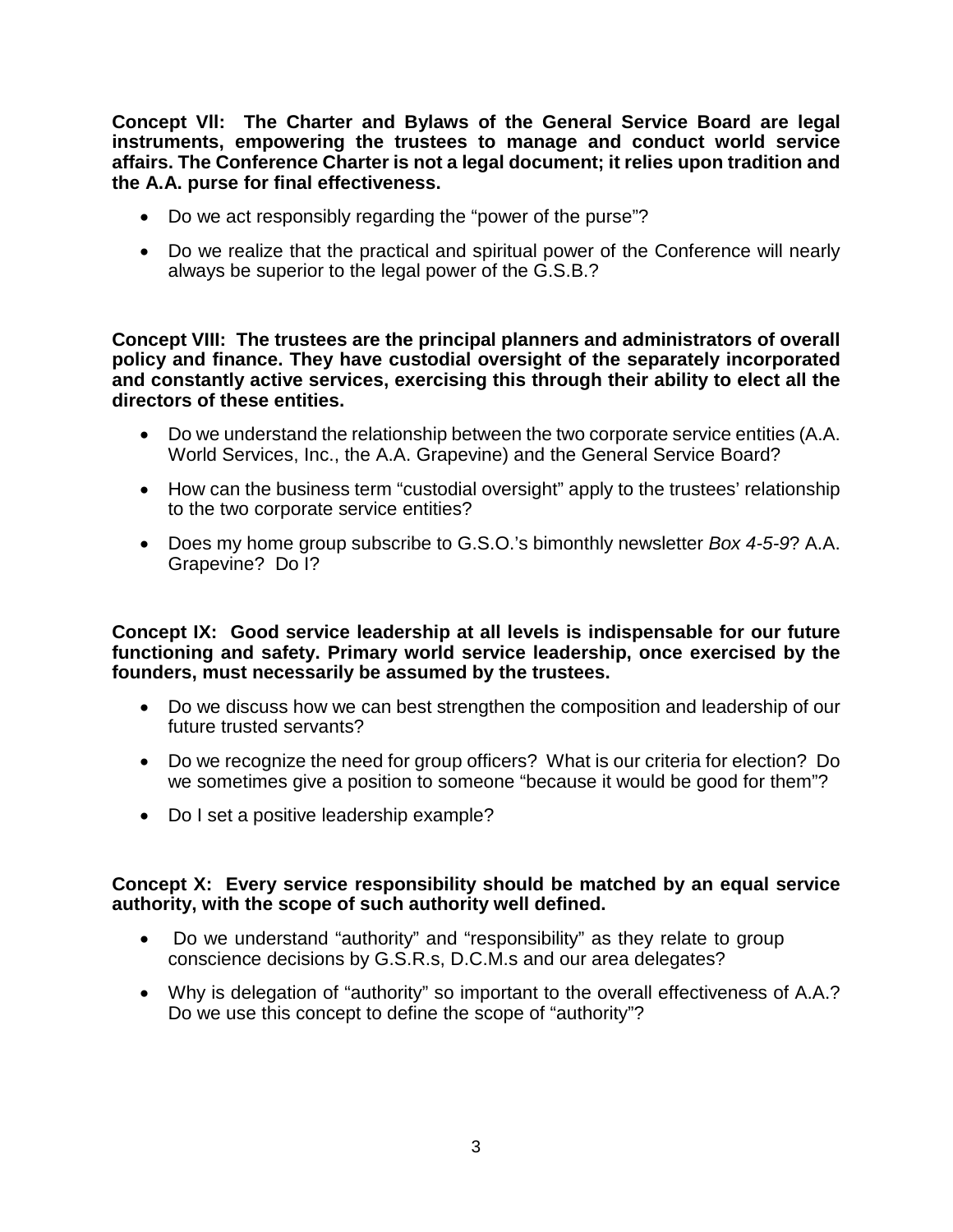**Concept Vll: The Charter and Bylaws of the General Service Board are legal instruments, empowering the trustees to manage and conduct world service affairs. The Conference Charter is not a legal document; it relies upon tradition and the A.A. purse for final effectiveness.**

- Do we act responsibly regarding the "power of the purse"?
- Do we realize that the practical and spiritual power of the Conference will nearly always be superior to the legal power of the G.S.B.?

**Concept VIII: The trustees are the principal planners and administrators of overall policy and finance. They have custodial oversight of the separately incorporated and constantly active services, exercising this through their ability to elect all the directors of these entities.**

- Do we understand the relationship between the two corporate service entities (A.A. World Services, Inc., the A.A. Grapevine) and the General Service Board?
- How can the business term "custodial oversight" apply to the trustees' relationship to the two corporate service entities?
- Does my home group subscribe to G.S.O.'s bimonthly newsletter *Box 4-5-9*? A.A. Grapevine? Do I?

**Concept IX: Good service leadership at all levels is indispensable for our future functioning and safety. Primary world service leadership, once exercised by the founders, must necessarily be assumed by the trustees.**

- Do we discuss how we can best strengthen the composition and leadership of our future trusted servants?
- Do we recognize the need for group officers? What is our criteria for election? Do we sometimes give a position to someone "because it would be good for them"?
- Do I set a positive leadership example?

**Concept X: Every service responsibility should be matched by an equal service authority, with the scope of such authority well defined.**

- Do we understand "authority" and "responsibility" as they relate to group conscience decisions by G.S.R.s, D.C.M.s and our area delegates?
- Why is delegation of "authority" so important to the overall effectiveness of A.A.? Do we use this concept to define the scope of "authority"?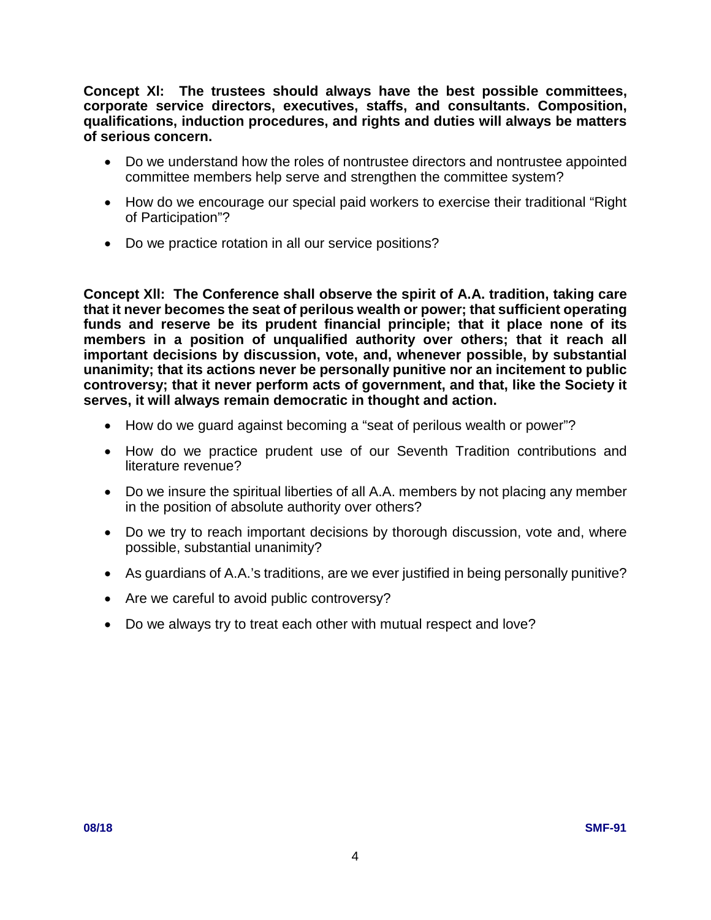**Concept XI: The trustees should always have the best possible committees, corporate service directors, executives, staffs, and consultants. Composition, qualifications, induction procedures, and rights and duties will always be matters of serious concern.**

- Do we understand how the roles of nontrustee directors and nontrustee appointed committee members help serve and strengthen the committee system?
- How do we encourage our special paid workers to exercise their traditional "Right of Participation"?
- Do we practice rotation in all our service positions?

**Concept XII: The Conference shall observe the spirit of A.A. tradition, taking care that it never becomes the seat of perilous wealth or power; that sufficient operating funds and reserve be its prudent financial principle; that it place none of its members in a position of unqualified authority over others; that it reach all important decisions by discussion, vote, and, whenever possible, by substantial unanimity; that its actions never be personally punitive nor an incitement to public controversy; that it never perform acts of government, and that, like the Society it serves, it will always remain democratic in thought and action.**

- How do we guard against becoming a "seat of perilous wealth or power"?
- How do we practice prudent use of our Seventh Tradition contributions and literature revenue?
- Do we insure the spiritual liberties of all A.A. members by not placing any member in the position of absolute authority over others?
- Do we try to reach important decisions by thorough discussion, vote and, where possible, substantial unanimity?
- As guardians of A.A.'s traditions, are we ever justified in being personally punitive?
- Are we careful to avoid public controversy?
- Do we always try to treat each other with mutual respect and love?